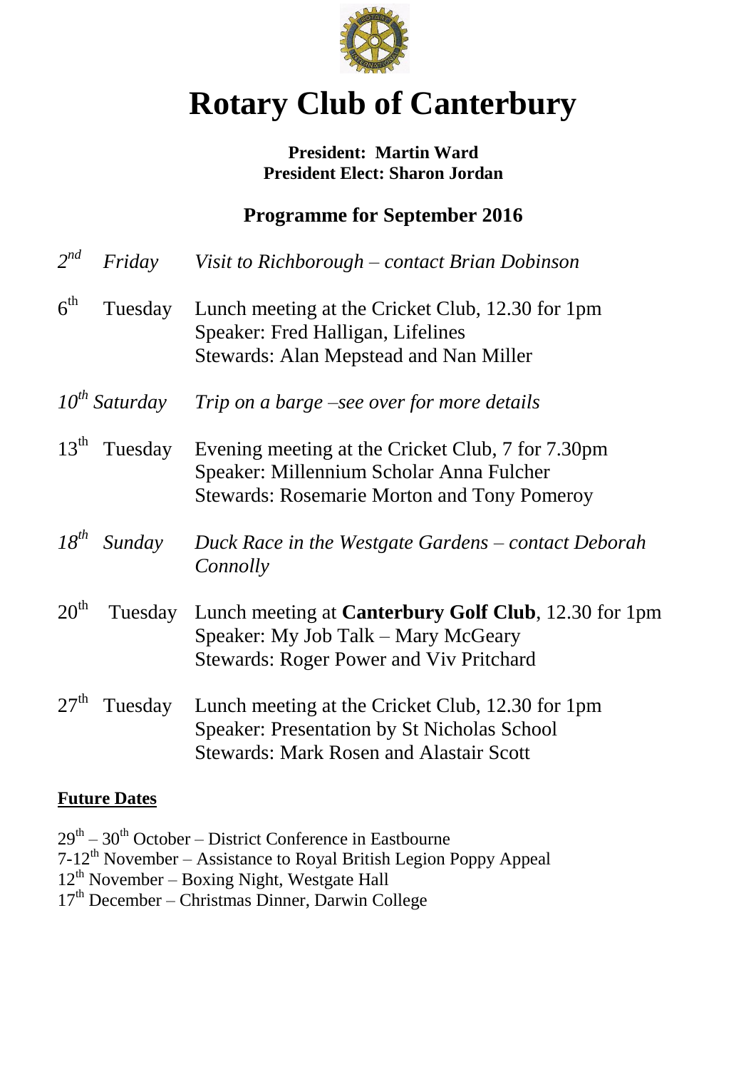# Rotary Club of Canterbury

**President: Martin Ward**
**President Elect: Sharon Jordan**

## Programme for September 2016

*2nd Friday* — *Visit to Richborough – contact Brian Dobinson*

6th Tuesday — Lunch meeting at the Cricket Club, 12.30 for 1pm
Speaker: Fred Halligan, Lifelines
Stewards: Alan Mepstead and Nan Miller

*10th Saturday* — *Trip on a barge –see over for more details*

13th Tuesday — Evening meeting at the Cricket Club, 7 for 7.30pm
Speaker: Millennium Scholar Anna Fulcher
Stewards: Rosemarie Morton and Tony Pomeroy

*18th Sunday* — *Duck Race in the Westgate Gardens – contact Deborah Connolly*

20th Tuesday — Lunch meeting at **Canterbury Golf Club**, 12.30 for 1pm
Speaker: My Job Talk – Mary McGeary
Stewards: Roger Power and Viv Pritchard

27th Tuesday — Lunch meeting at the Cricket Club, 12.30 for 1pm
Speaker: Presentation by St Nicholas School
Stewards: Mark Rosen and Alastair Scott

**Future Dates**

29th – 30th October – District Conference in Eastbourne
7-12th November – Assistance to Royal British Legion Poppy Appeal
12th November – Boxing Night, Westgate Hall
17th December – Christmas Dinner, Darwin College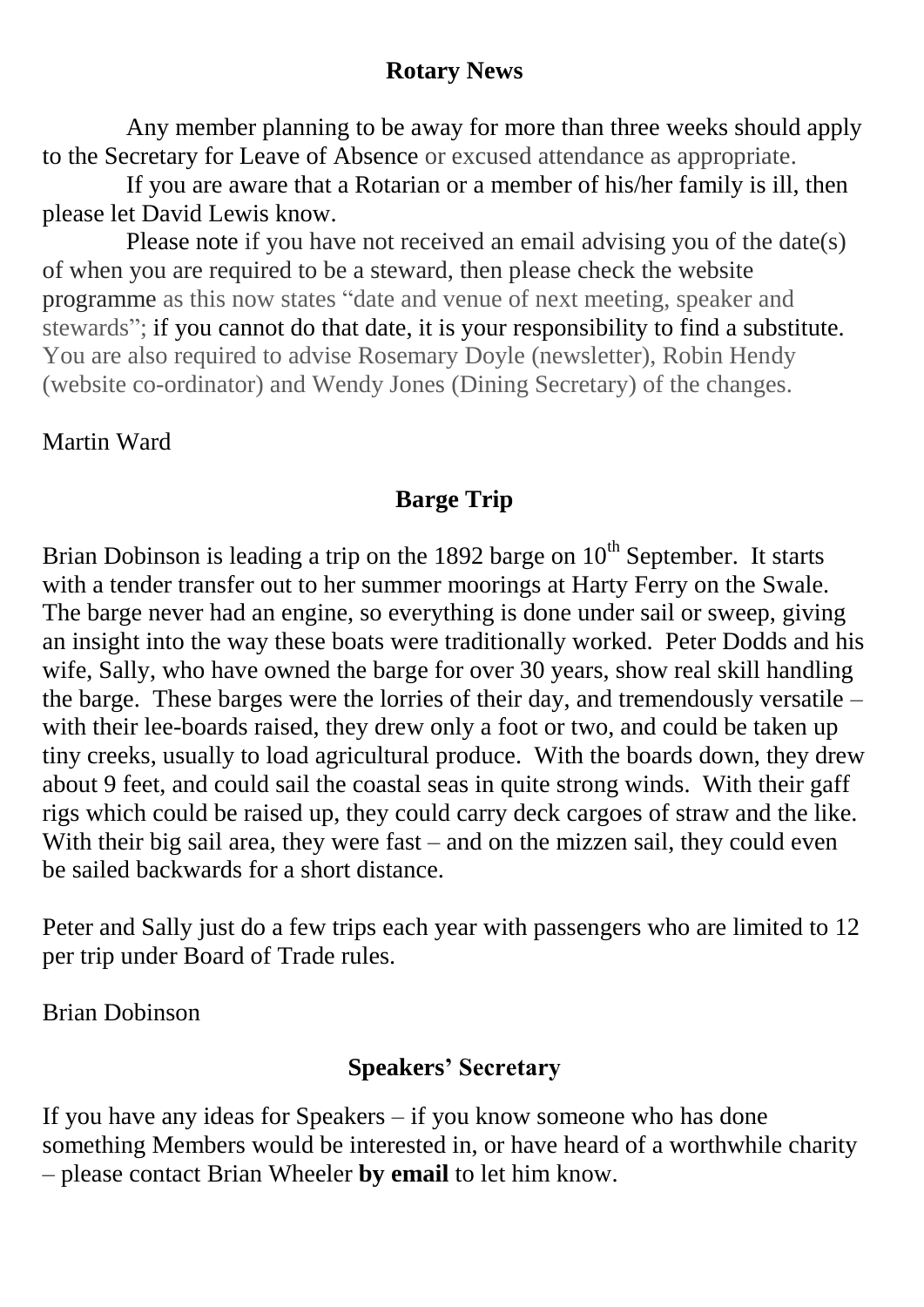## Rotary News

Any member planning to be away for more than three weeks should apply to the Secretary for Leave of Absence or excused attendance as appropriate.

If you are aware that a Rotarian or a member of his/her family is ill, then please let David Lewis know.

Please note if you have not received an email advising you of the date(s) of when you are required to be a steward, then please check the website programme as this now states "date and venue of next meeting, speaker and stewards"; if you cannot do that date, it is your responsibility to find a substitute. You are also required to advise Rosemary Doyle (newsletter), Robin Hendy (website co-ordinator) and Wendy Jones (Dining Secretary) of the changes.

Martin Ward

## Barge Trip

Brian Dobinson is leading a trip on the 1892 barge on 10th September. It starts with a tender transfer out to her summer moorings at Harty Ferry on the Swale. The barge never had an engine, so everything is done under sail or sweep, giving an insight into the way these boats were traditionally worked. Peter Dodds and his wife, Sally, who have owned the barge for over 30 years, show real skill handling the barge. These barges were the lorries of their day, and tremendously versatile – with their lee-boards raised, they drew only a foot or two, and could be taken up tiny creeks, usually to load agricultural produce. With the boards down, they drew about 9 feet, and could sail the coastal seas in quite strong winds. With their gaff rigs which could be raised up, they could carry deck cargoes of straw and the like. With their big sail area, they were fast – and on the mizzen sail, they could even be sailed backwards for a short distance.

Peter and Sally just do a few trips each year with passengers who are limited to 12 per trip under Board of Trade rules.

Brian Dobinson

## Speakers' Secretary

If you have any ideas for Speakers – if you know someone who has done something Members would be interested in, or have heard of a worthwhile charity – please contact Brian Wheeler **by email** to let him know.